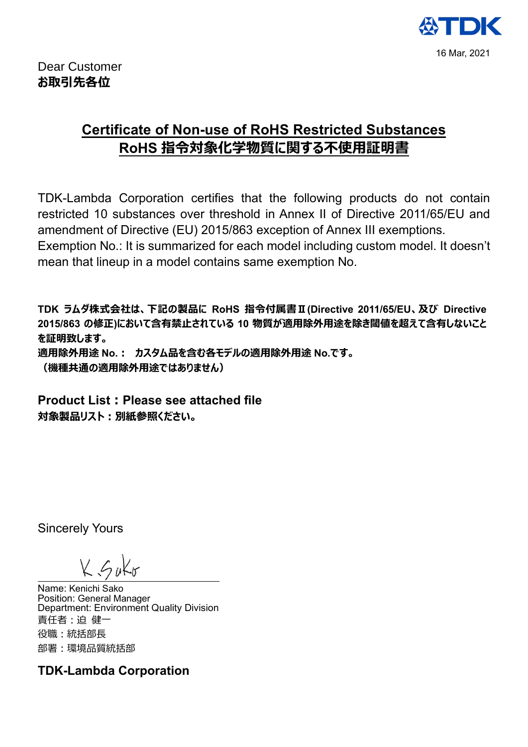TDK

16 Mar, 2021

Dear Customer
**お取引先各位**

## Certificate of Non-use of RoHS Restricted Substances
## RoHS 指令対象化学物質に関する不使用証明書

TDK-Lambda Corporation certifies that the following products do not contain restricted 10 substances over threshold in Annex II of Directive 2011/65/EU and amendment of Directive (EU) 2015/863 exception of Annex III exemptions.
Exemption No.: It is summarized for each model including custom model. It doesn't mean that lineup in a model contains same exemption No.

**TDK ラムダ株式会社は、下記の製品に RoHS 指令付属書Ⅱ(Directive 2011/65/EU、及び Directive 2015/863 の修正)において含有禁止されている 10 物質が適用除外用途を除き閾値を超えて含有しないことを証明致します。**
**適用除外用途 No.： カスタム品を含む各モデルの適用除外用途 No.です。**
**（機種共通の適用除外用途ではありません）**

**Product List：Please see attached file**
**対象製品リスト：別紙参照ください。**

Sincerely Yours

K. Sako

Name: Kenichi Sako
Position: General Manager
Department: Environment Quality Division
責任者：迫 健一
役職：統括部長
部署：環境品質統括部

**TDK-Lambda Corporation**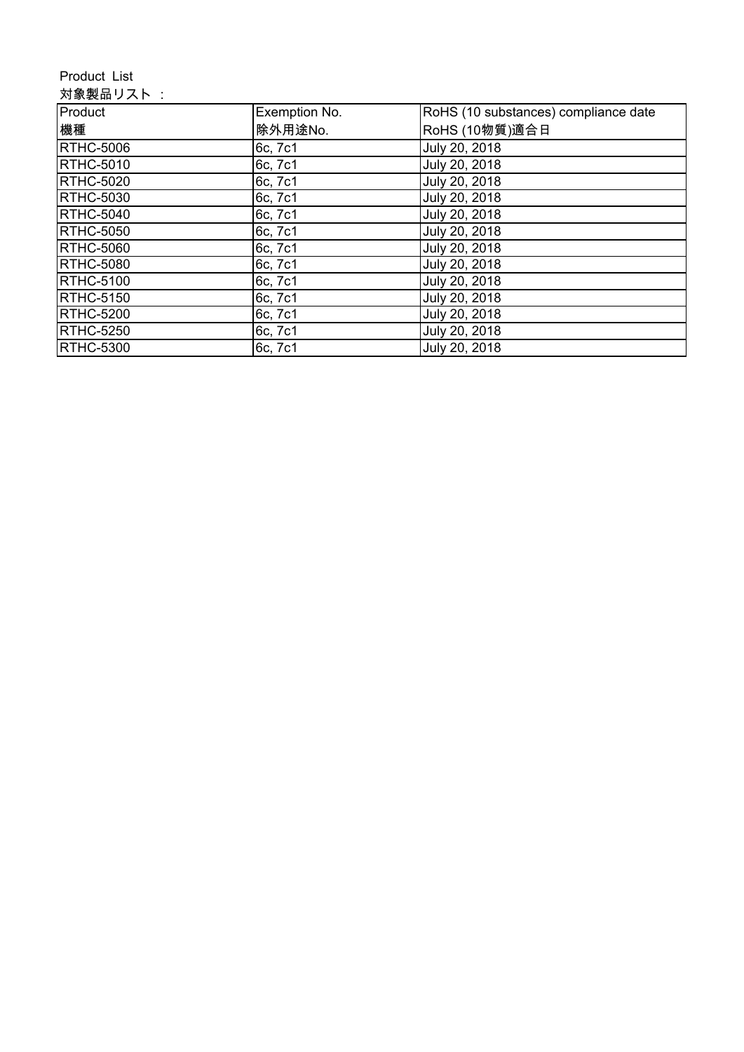Product List

対象製品リスト ：

| Product<br>機種 | Exemption No.<br>除外用途No. | RoHS (10 substances) compliance date<br>RoHS (10物質)適合日 |
|---|---|---|
| RTHC-5006 | 6c, 7c1 | July 20, 2018 |
| RTHC-5010 | 6c, 7c1 | July 20, 2018 |
| RTHC-5020 | 6c, 7c1 | July 20, 2018 |
| RTHC-5030 | 6c, 7c1 | July 20, 2018 |
| RTHC-5040 | 6c, 7c1 | July 20, 2018 |
| RTHC-5050 | 6c, 7c1 | July 20, 2018 |
| RTHC-5060 | 6c, 7c1 | July 20, 2018 |
| RTHC-5080 | 6c, 7c1 | July 20, 2018 |
| RTHC-5100 | 6c, 7c1 | July 20, 2018 |
| RTHC-5150 | 6c, 7c1 | July 20, 2018 |
| RTHC-5200 | 6c, 7c1 | July 20, 2018 |
| RTHC-5250 | 6c, 7c1 | July 20, 2018 |
| RTHC-5300 | 6c, 7c1 | July 20, 2018 |